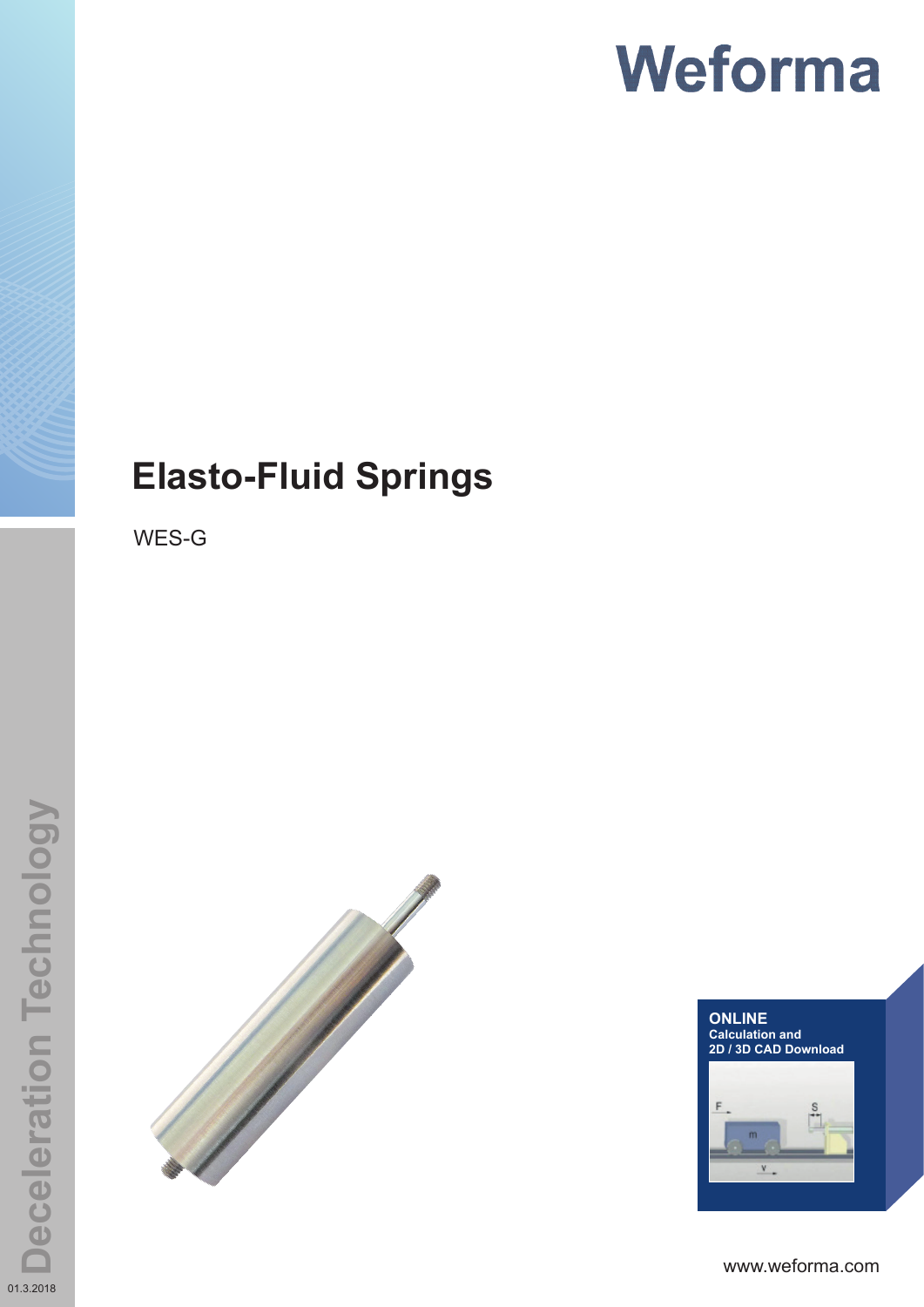# Weforma

# Elasto-Fluid Springs

WES-G

**ONLINE**
**Calculation and 2D / 3D CAD Download**

www.weforma.com

Deceleration Technology

01.3.2018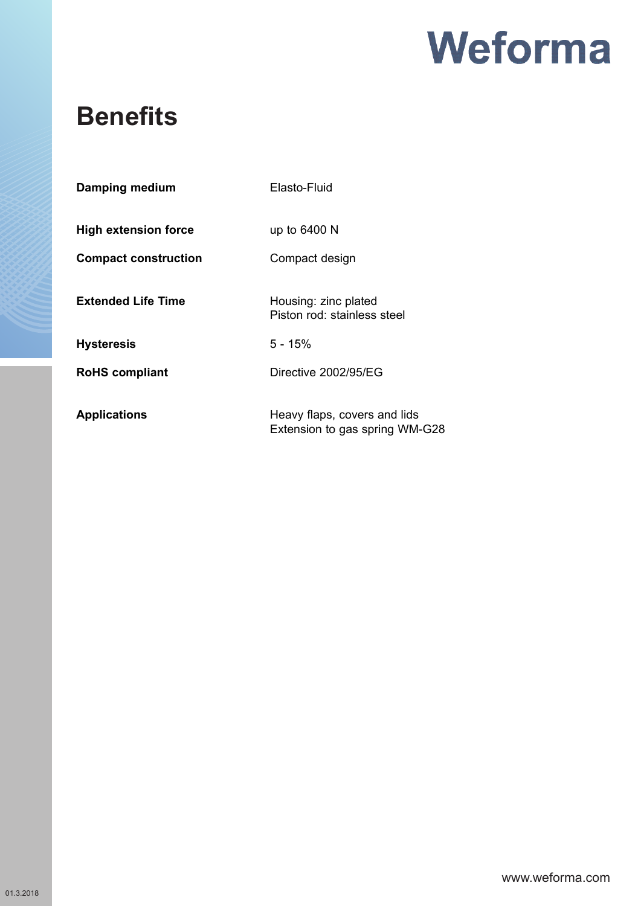# Benefits

| | |
|---|---|
| **Damping medium** | Elasto-Fluid |
| **High extension force** | up to 6400 N |
| **Compact construction** | Compact design |
| **Extended Life Time** | Housing: zinc plated<br>Piston rod: stainless steel |
| **Hysteresis** | 5 - 15% |
| **RoHS compliant** | Directive 2002/95/EG |
| **Applications** | Heavy flaps, covers and lids<br>Extension to gas spring WM-G28 |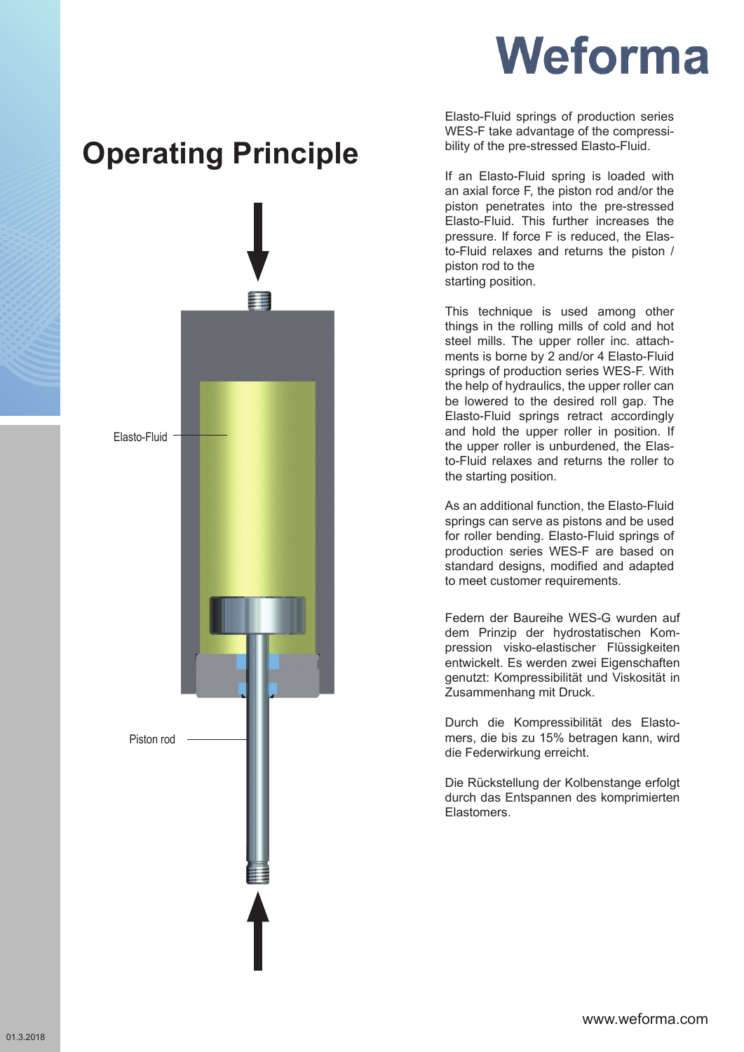# Weforma

## Operating Principle

Elasto-Fluid

Piston rod

Elasto-Fluid springs of production series WES-F take advantage of the compressibility of the pre-stressed Elasto-Fluid.

If an Elasto-Fluid spring is loaded with an axial force F, the piston rod and/or the piston penetrates into the pre-stressed Elasto-Fluid. This further increases the pressure. If force F is reduced, the Elasto-Fluid relaxes and returns the piston / piston rod to the starting position.

This technique is used among other things in the rolling mills of cold and hot steel mills. The upper roller inc. attachments is borne by 2 and/or 4 Elasto-Fluid springs of production series WES-F. With the help of hydraulics, the upper roller can be lowered to the desired roll gap. The Elasto-Fluid springs retract accordingly and hold the upper roller in position. If the upper roller is unburdened, the Elasto-Fluid relaxes and returns the roller to the starting position.

As an additional function, the Elasto-Fluid springs can serve as pistons and be used for roller bending. Elasto-Fluid springs of production series WES-F are based on standard designs, modified and adapted to meet customer requirements.

Federn der Baureihe WES-G wurden auf dem Prinzip der hydrostatischen Kompression visko-elastischer Flüssigkeiten entwickelt. Es werden zwei Eigenschaften genutzt: Kompressibilität und Viskosität in Zusammenhang mit Druck.

Durch die Kompressibilität des Elastomers, die bis zu 15% betragen kann, wird die Federwirkung erreicht.

Die Rückstellung der Kolbenstange erfolgt durch das Entspannen des komprimierten Elastomers.

www.weforma.com

01.3.2018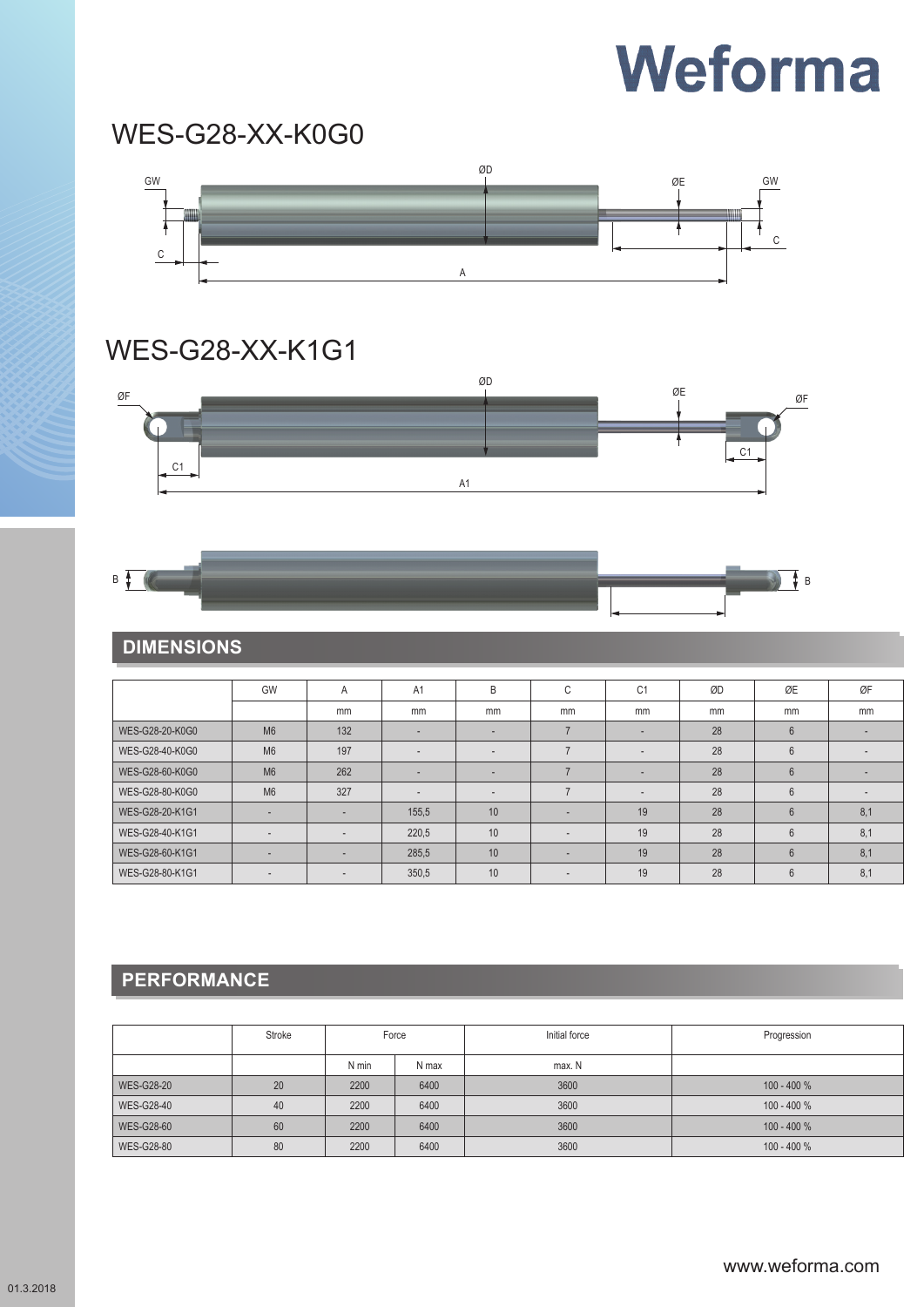Weforma

# WES-G28-XX-K0G0

# WES-G28-XX-K1G1

## DIMENSIONS

| | GW | A | A1 | B | C | C1 | ØD | ØE | ØF |
|---|---|---|---|---|---|---|---|---|---|
| | | mm | mm | mm | mm | mm | mm | mm | mm |
| WES-G28-20-K0G0 | M6 | 132 | - | - | 7 | - | 28 | 6 | - |
| WES-G28-40-K0G0 | M6 | 197 | - | - | 7 | - | 28 | 6 | - |
| WES-G28-60-K0G0 | M6 | 262 | - | - | 7 | - | 28 | 6 | - |
| WES-G28-80-K0G0 | M6 | 327 | - | - | 7 | - | 28 | 6 | - |
| WES-G28-20-K1G1 | - | - | 155,5 | 10 | - | 19 | 28 | 6 | 8,1 |
| WES-G28-40-K1G1 | - | - | 220,5 | 10 | - | 19 | 28 | 6 | 8,1 |
| WES-G28-60-K1G1 | - | - | 285,5 | 10 | - | 19 | 28 | 6 | 8,1 |
| WES-G28-80-K1G1 | - | - | 350,5 | 10 | - | 19 | 28 | 6 | 8,1 |

## PERFORMANCE

| | Stroke | Force | | Initial force | Progression |
|---|---|---|---|---|---|
| | | N min | N max | max. N | |
| WES-G28-20 | 20 | 2200 | 6400 | 3600 | 100 - 400 % |
| WES-G28-40 | 40 | 2200 | 6400 | 3600 | 100 - 400 % |
| WES-G28-60 | 60 | 2200 | 6400 | 3600 | 100 - 400 % |
| WES-G28-80 | 80 | 2200 | 6400 | 3600 | 100 - 400 % |

www.weforma.com

01.3.2018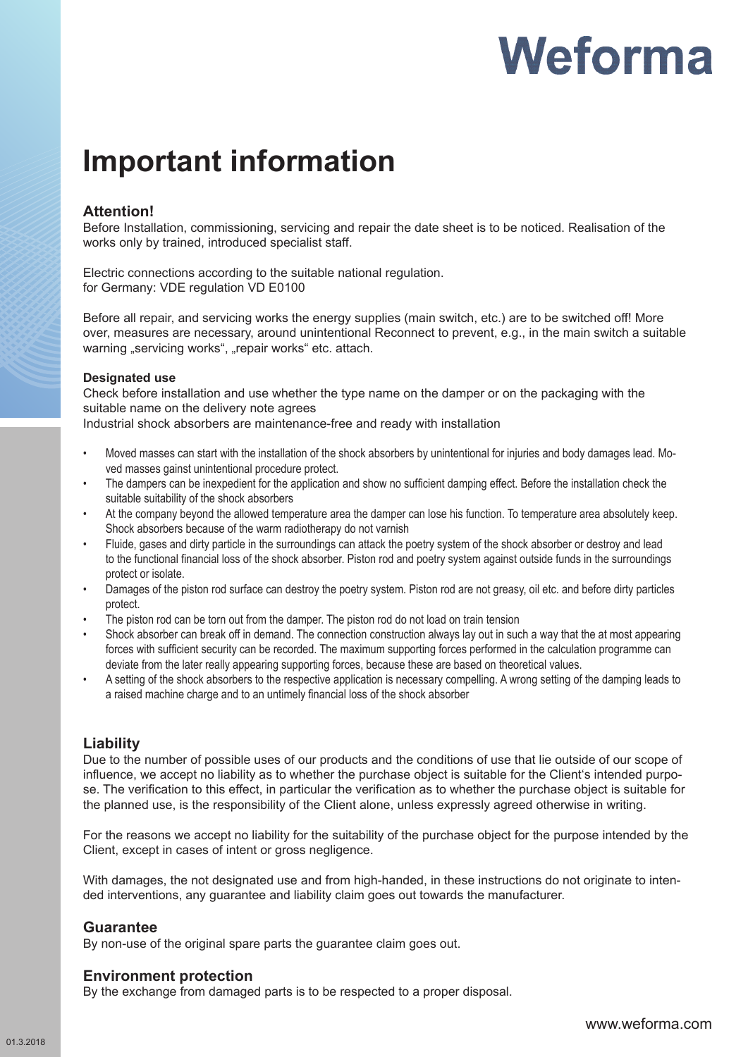# Weforma

# Important information

### Attention!

Before Installation, commissioning, servicing and repair the date sheet is to be noticed. Realisation of the works only by trained, introduced specialist staff.

Electric connections according to the suitable national regulation.
for Germany: VDE regulation VD E0100

Before all repair, and servicing works the energy supplies (main switch, etc.) are to be switched off! More over, measures are necessary, around unintentional Reconnect to prevent, e.g., in the main switch a suitable warning „servicing works", „repair works" etc. attach.

**Designated use**

Check before installation and use whether the type name on the damper or on the packaging with the suitable name on the delivery note agrees
Industrial shock absorbers are maintenance-free and ready with installation

- Moved masses can start with the installation of the shock absorbers by unintentional for injuries and body damages lead. Moved masses gainst unintentional procedure protect.
- The dampers can be inexpedient for the application and show no sufficient damping effect. Before the installation check the suitable suitability of the shock absorbers
- At the company beyond the allowed temperature area the damper can lose his function. To temperature area absolutely keep. Shock absorbers because of the warm radiotherapy do not varnish
- Fluide, gases and dirty particle in the surroundings can attack the poetry system of the shock absorber or destroy and lead to the functional financial loss of the shock absorber. Piston rod and poetry system against outside funds in the surroundings protect or isolate.
- Damages of the piston rod surface can destroy the poetry system. Piston rod are not greasy, oil etc. and before dirty particles protect.
- The piston rod can be torn out from the damper. The piston rod do not load on train tension
- Shock absorber can break off in demand. The connection construction always lay out in such a way that the at most appearing forces with sufficient security can be recorded. The maximum supporting forces performed in the calculation programme can deviate from the later really appearing supporting forces, because these are based on theoretical values.
- A setting of the shock absorbers to the respective application is necessary compelling. A wrong setting of the damping leads to a raised machine charge and to an untimely financial loss of the shock absorber

### Liability

Due to the number of possible uses of our products and the conditions of use that lie outside of our scope of influence, we accept no liability as to whether the purchase object is suitable for the Client's intended purpose. The verification to this effect, in particular the verification as to whether the purchase object is suitable for the planned use, is the responsibility of the Client alone, unless expressly agreed otherwise in writing.

For the reasons we accept no liability for the suitability of the purchase object for the purpose intended by the Client, except in cases of intent or gross negligence.

With damages, the not designated use and from high-handed, in these instructions do not originate to intended interventions, any guarantee and liability claim goes out towards the manufacturer.

### Guarantee

By non-use of the original spare parts the guarantee claim goes out.

### Environment protection

By the exchange from damaged parts is to be respected to a proper disposal.

www.weforma.com

01.3.2018